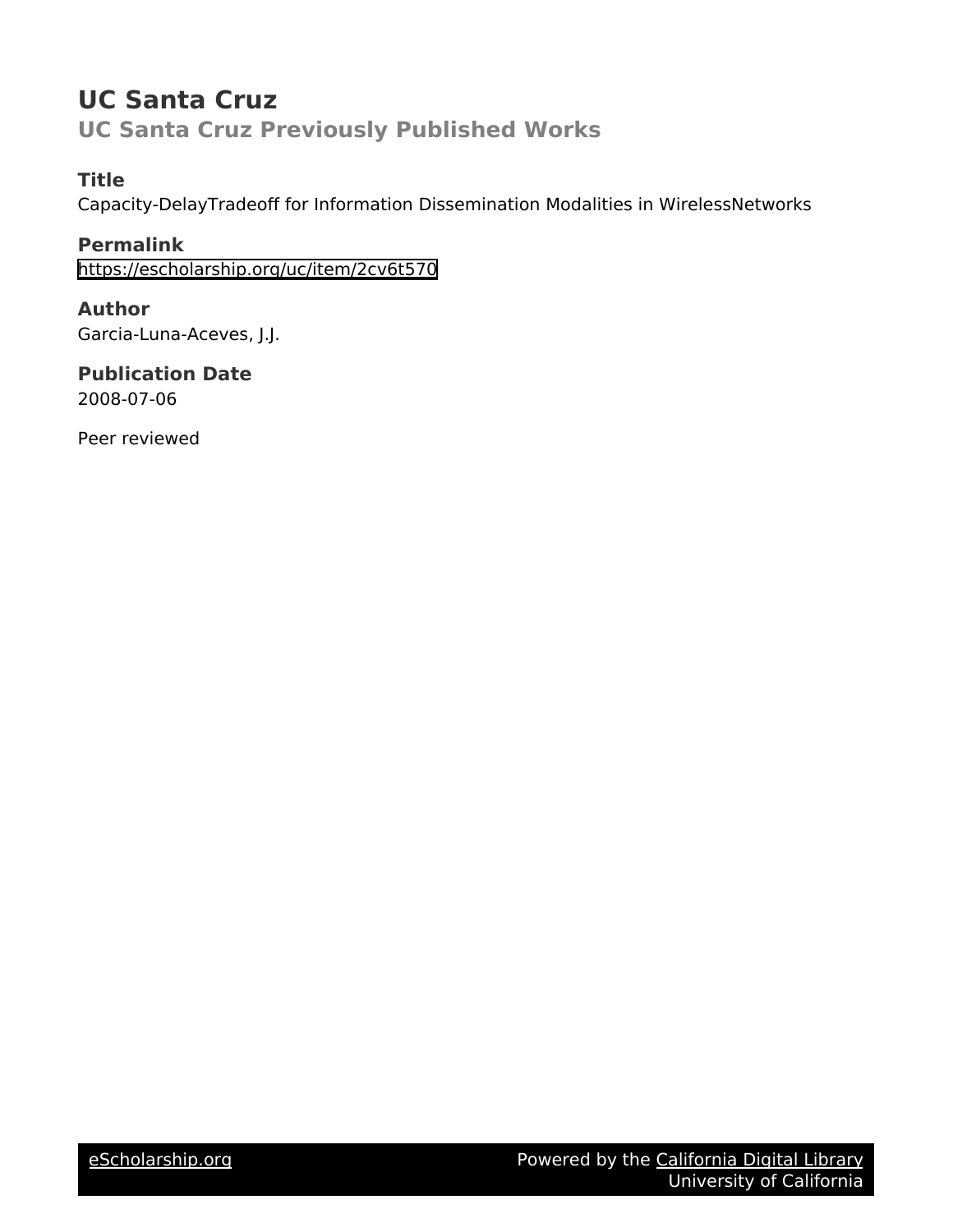# UC Santa Cruz

## UC Santa Cruz Previously Published Works

### Title

Capacity-DelayTradeoff for Information Dissemination Modalities in WirelessNetworks

### Permalink

https://escholarship.org/uc/item/2cv6t570

### Author

Garcia-Luna-Aceves, J.J.

### Publication Date

2008-07-06

Peer reviewed

eScholarship.org — Powered by the California Digital Library, University of California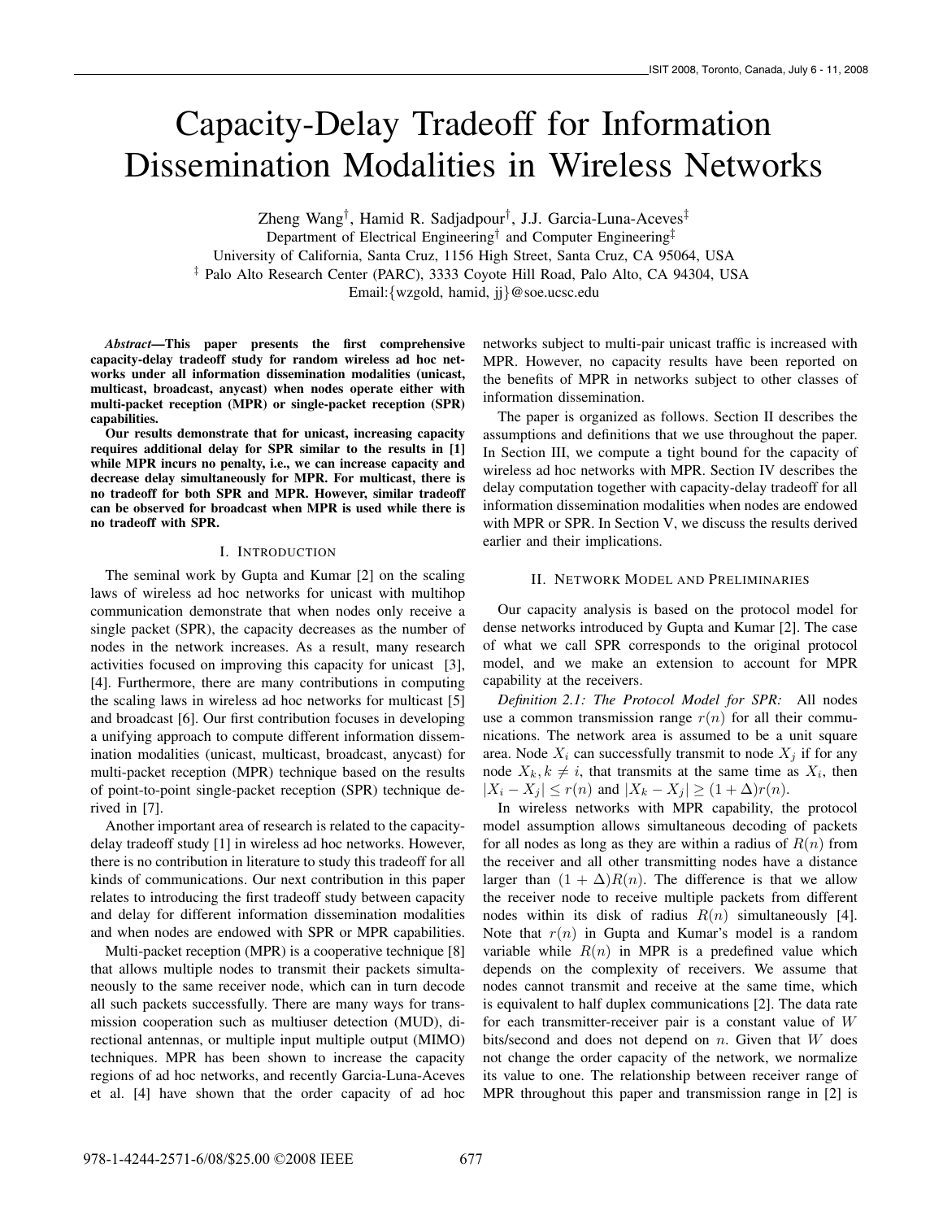# Capacity-Delay Tradeoff for Information Dissemination Modalities in Wireless Networks

Zheng Wang†, Hamid R. Sadjadpour†, J.J. Garcia-Luna-Aceves‡

Department of Electrical Engineering† and Computer Engineering‡

University of California, Santa Cruz, 1156 High Street, Santa Cruz, CA 95064, USA

‡ Palo Alto Research Center (PARC), 3333 Coyote Hill Road, Palo Alto, CA 94304, USA

Email:{wzgold, hamid, jj}@soe.ucsc.edu

***Abstract*—This paper presents the first comprehensive capacity-delay tradeoff study for random wireless ad hoc networks under all information dissemination modalities (unicast, multicast, broadcast, anycast) when nodes operate either with multi-packet reception (MPR) or single-packet reception (SPR) capabilities.**

**Our results demonstrate that for unicast, increasing capacity requires additional delay for SPR similar to the results in [1] while MPR incurs no penalty, i.e., we can increase capacity and decrease delay simultaneously for MPR. For multicast, there is no tradeoff for both SPR and MPR. However, similar tradeoff can be observed for broadcast when MPR is used while there is no tradeoff with SPR.**

## I. Introduction

The seminal work by Gupta and Kumar [2] on the scaling laws of wireless ad hoc networks for unicast with multihop communication demonstrate that when nodes only receive a single packet (SPR), the capacity decreases as the number of nodes in the network increases. As a result, many research activities focused on improving this capacity for unicast [3], [4]. Furthermore, there are many contributions in computing the scaling laws in wireless ad hoc networks for multicast [5] and broadcast [6]. Our first contribution focuses in developing a unifying approach to compute different information dissemination modalities (unicast, multicast, broadcast, anycast) for multi-packet reception (MPR) technique based on the results of point-to-point single-packet reception (SPR) technique derived in [7].

Another important area of research is related to the capacity-delay tradeoff study [1] in wireless ad hoc networks. However, there is no contribution in literature to study this tradeoff for all kinds of communications. Our next contribution in this paper relates to introducing the first tradeoff study between capacity and delay for different information dissemination modalities and when nodes are endowed with SPR or MPR capabilities.

Multi-packet reception (MPR) is a cooperative technique [8] that allows multiple nodes to transmit their packets simultaneously to the same receiver node, which can in turn decode all such packets successfully. There are many ways for transmission cooperation such as multiuser detection (MUD), directional antennas, or multiple input multiple output (MIMO) techniques. MPR has been shown to increase the capacity regions of ad hoc networks, and recently Garcia-Luna-Aceves et al. [4] have shown that the order capacity of ad hoc networks subject to multi-pair unicast traffic is increased with MPR. However, no capacity results have been reported on the benefits of MPR in networks subject to other classes of information dissemination.

The paper is organized as follows. Section II describes the assumptions and definitions that we use throughout the paper. In Section III, we compute a tight bound for the capacity of wireless ad hoc networks with MPR. Section IV describes the delay computation together with capacity-delay tradeoff for all information dissemination modalities when nodes are endowed with MPR or SPR. In Section V, we discuss the results derived earlier and their implications.

## II. Network Model and Preliminaries

Our capacity analysis is based on the protocol model for dense networks introduced by Gupta and Kumar [2]. The case of what we call SPR corresponds to the original protocol model, and we make an extension to account for MPR capability at the receivers.

*Definition 2.1: The Protocol Model for SPR:* All nodes use a common transmission range $r(n)$ for all their communications. The network area is assumed to be a unit square area. Node $X_i$ can successfully transmit to node $X_j$ if for any node $X_k, k \neq i$, that transmits at the same time as $X_i$, then $|X_i - X_j| \leq r(n)$ and $|X_k - X_j| \geq (1 + \Delta)r(n)$.

In wireless networks with MPR capability, the protocol model assumption allows simultaneous decoding of packets for all nodes as long as they are within a radius of $R(n)$ from the receiver and all other transmitting nodes have a distance larger than $(1 + \Delta)R(n)$. The difference is that we allow the receiver node to receive multiple packets from different nodes within its disk of radius $R(n)$ simultaneously [4]. Note that $r(n)$ in Gupta and Kumar's model is a random variable while $R(n)$ in MPR is a predefined value which depends on the complexity of receivers. We assume that nodes cannot transmit and receive at the same time, which is equivalent to half duplex communications [2]. The data rate for each transmitter-receiver pair is a constant value of $W$ bits/second and does not depend on $n$. Given that $W$ does not change the order capacity of the network, we normalize its value to one. The relationship between receiver range of MPR throughout this paper and transmission range in [2] is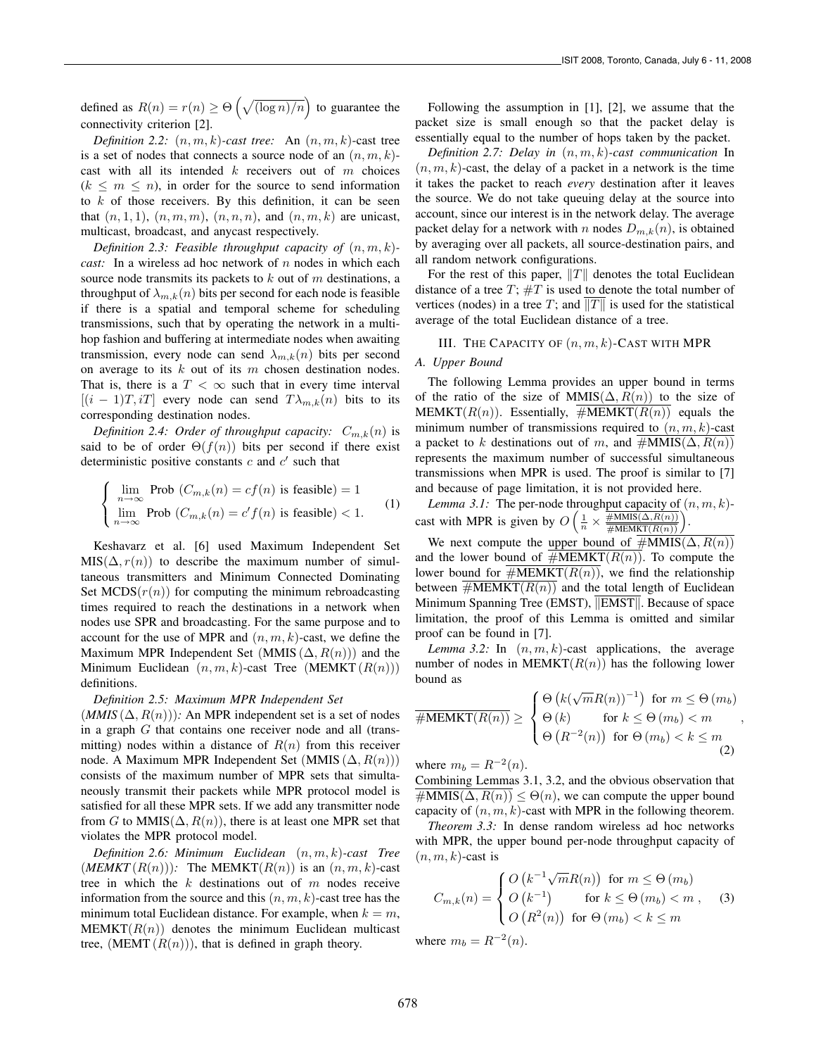defined as $R(n) = r(n) \geq \Theta\left(\sqrt{(\log n)/n}\right)$ to guarantee the connectivity criterion [2].

*Definition 2.2: $(n, m, k)$-cast tree:* An $(n, m, k)$-cast tree is a set of nodes that connects a source node of an $(n, m, k)$-cast with all its intended $k$ receivers out of $m$ choices ($k \leq m \leq n$), in order for the source to send information to $k$ of those receivers. By this definition, it can be seen that $(n, 1, 1)$, $(n, m, m)$, $(n, n, n)$, and $(n, m, k)$ are unicast, multicast, broadcast, and anycast respectively.

*Definition 2.3: Feasible throughput capacity of $(n, m, k)$-cast:* In a wireless ad hoc network of $n$ nodes in which each source node transmits its packets to $k$ out of $m$ destinations, a throughput of $\lambda_{m,k}(n)$ bits per second for each node is feasible if there is a spatial and temporal scheme for scheduling transmissions, such that by operating the network in a multi-hop fashion and buffering at intermediate nodes when awaiting transmission, every node can send $\lambda_{m,k}(n)$ bits per second on average to its $k$ out of its $m$ chosen destination nodes. That is, there is a $T < \infty$ such that in every time interval $[(i-1)T, iT]$ every node can send $T\lambda_{m,k}(n)$ bits to its corresponding destination nodes.

*Definition 2.4: Order of throughput capacity:* $C_{m,k}(n)$ is said to be of order $\Theta(f(n))$ bits per second if there exist deterministic positive constants $c$ and $c'$ such that

$$\begin{cases} \lim\limits_{n\to\infty} \text{Prob } (C_{m,k}(n) = cf(n) \text{ is feasible}) = 1 \\ \lim\limits_{n\to\infty} \text{Prob } (C_{m,k}(n) = c'f(n) \text{ is feasible}) < 1. \end{cases} \quad (1)$$

Keshavarz et al. [6] used Maximum Independent Set $\text{MIS}(\Delta, r(n))$ to describe the maximum number of simultaneous transmitter and Minimum Connected Dominating Set $\text{MCDS}(r(n))$ for computing the minimum rebroadcasting times required to reach the destinations in a network when nodes use SPR and broadcasting. For the same purpose and to account for the use of MPR and $(n, m, k)$-cast, we define the Maximum MPR Independent Set ($\text{MMIS}(\Delta, R(n))$) and the Minimum Euclidean $(n, m, k)$-cast Tree ($\text{MEMKT}(R(n))$) definitions.

*Definition 2.5: Maximum MPR Independent Set ($MMIS(\Delta, R(n))$):* An MPR independent set is a set of nodes in a graph $G$ that contains one receiver node and all (transmitting) nodes within a distance of $R(n)$ from this receiver node. A Maximum MPR Independent Set ($\text{MMIS}(\Delta, R(n))$) consists of the maximum number of MPR sets that simultaneously transmit their packets while MPR protocol model is satisfied for all these MPR sets. If we add any transmitter node from $G$ to $\text{MMIS}(\Delta, R(n))$, there is at least one MPR set that violates the MPR protocol model.

*Definition 2.6: Minimum Euclidean $(n, m, k)$-cast Tree ($MEMKT(R(n))$):* The $\text{MEMKT}(R(n))$ is an $(n, m, k)$-cast tree in which the $k$ destinations out of $m$ nodes receive information from the source and this $(n, m, k)$-cast tree has the minimum total Euclidean distance. For example, when $k = m$, $\text{MEMKT}(R(n))$ denotes the minimum Euclidean multicast tree, ($\text{MEMT}(R(n))$), that is defined in graph theory.

Following the assumption in [1], [2], we assume that the packet size is small enough so that the packet delay is essentially equal to the number of hops taken by the packet.

*Definition 2.7: Delay in $(n, m, k)$-cast communication* In $(n, m, k)$-cast, the delay of a packet in a network is the time it takes the packet to reach *every* destination after it leaves the source. We do not take queuing delay at the source into account, since our interest is in the network delay. The average packet delay for a network with $n$ nodes $D_{m,k}(n)$, is obtained by averaging over all packets, all source-destination pairs, and all random network configurations.

For the rest of this paper, $\|T\|$ denotes the total Euclidean distance of a tree $T$; $\#T$ is used to denote the total number of vertices (nodes) in a tree $T$; and $\overline{\|T\|}$ is used for the statistical average of the total Euclidean distance of a tree.

## III. The Capacity of $(n, m, k)$-Cast with MPR

### A. Upper Bound

The following Lemma provides an upper bound in terms of the ratio of the size of $\overline{\text{MMIS}(\Delta, R(n))}$ to the size of $\text{MEMKT}(R(n))$. Essentially, $\overline{\#\text{MEMKT}(R(n))}$ equals the minimum number of transmissions required to $(n, m, k)$-cast a packet to $k$ destinations out of $m$, and $\overline{\#\text{MMIS}(\Delta, R(n))}$ represents the maximum number of successful simultaneous transmissions when MPR is used. The proof is similar to [7] and because of page limitation, it is not provided here.

*Lemma 3.1:* The per-node throughput capacity of $(n, m, k)$-cast with MPR is given by $O\left(\frac{1}{n} \times \frac{\overline{\#\text{MMIS}(\Delta, R(n))}}{\overline{\#\text{MEMKT}(R(n))}}\right)$.

We next compute the upper bound of $\overline{\#\text{MMIS}(\Delta, R(n))}$ and the lower bound of $\overline{\#\text{MEMKT}(R(n))}$. To compute the lower bound for $\overline{\#\text{MEMKT}(R(n))}$, we find the relationship between $\overline{\#\text{MEMKT}(R(n))}$ and the total length of Euclidean Minimum Spanning Tree (EMST), $\overline{\|\text{EMST}\|}$. Because of space limitation, the proof of this Lemma is omitted and similar proof can be found in [7].

*Lemma 3.2:* In $(n, m, k)$-cast applications, the average number of nodes in $\text{MEMKT}(R(n))$ has the following lower bound as

$$\overline{\#\text{MEMKT}(R(n))} \geq \begin{cases} \Theta\left(k(\sqrt{m}R(n))^{-1}\right) & \text{for } m \leq \Theta(m_b) \\ \Theta(k) & \text{for } k \leq \Theta(m_b) < m \\ \Theta\left(R^{-2}(n)\right) & \text{for } \Theta(m_b) < k \leq m \end{cases}, \quad (2)$$

where $m_b = R^{-2}(n)$.

Combining Lemmas 3.1, 3.2, and the obvious observation that $\overline{\#\text{MMIS}(\Delta, R(n))} \leq \Theta(n)$, we can compute the upper bound capacity of $(n, m, k)$-cast with MPR in the following theorem.

*Theorem 3.3:* In dense random wireless ad hoc networks with MPR, the upper bound per-node throughput capacity of $(n, m, k)$-cast is

$$C_{m,k}(n) = \begin{cases} O\left(k^{-1}\sqrt{m}R(n)\right) & \text{for } m \leq \Theta(m_b) \\ O\left(k^{-1}\right) & \text{for } k \leq \Theta(m_b) < m \\ O\left(R^2(n)\right) & \text{for } \Theta(m_b) < k \leq m \end{cases}, \quad (3)$$

where $m_b = R^{-2}(n)$.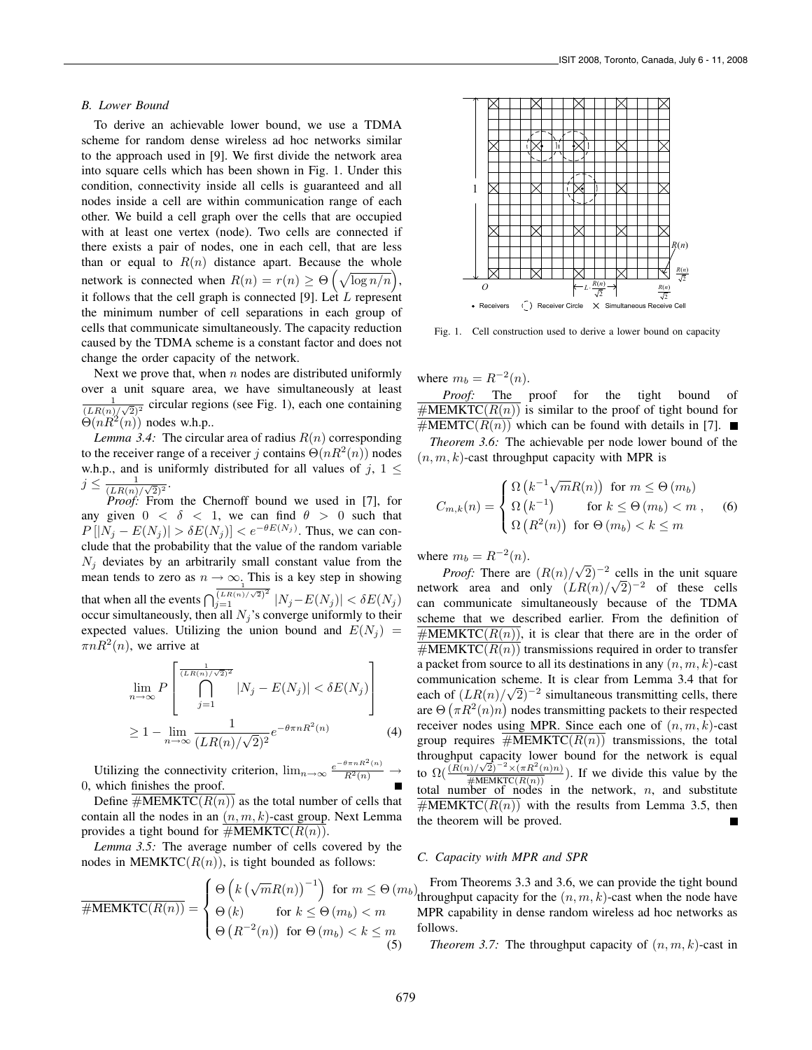### B. Lower Bound

To derive an achievable lower bound, we use a TDMA scheme for random dense wireless ad hoc networks similar to the approach used in [9]. We first divide the network area into square cells which has been shown in Fig. 1. Under this condition, connectivity inside all cells is guaranteed and all nodes inside a cell are within communication range of each other. We build a cell graph over the cells that are occupied with at least one vertex (node). Two cells are connected if there exists a pair of nodes, one in each cell, that are less than or equal to $R(n)$ distance apart. Because the whole network is connected when $R(n) = r(n) \geq \Theta\left(\sqrt{\log n/n}\right)$, it follows that the cell graph is connected [9]. Let $L$ represent the minimum number of cell separations in each group of cells that communicate simultaneously. The capacity reduction caused by the TDMA scheme is a constant factor and does not change the order capacity of the network.

Next we prove that, when $n$ nodes are distributed uniformly over a unit square area, we have simultaneously at least $\frac{1}{(LR(n)/\sqrt{2})^2}$ circular regions (see Fig. 1), each one containing $\Theta(nR^2(n))$ nodes w.h.p..

*Lemma 3.4:* The circular area of radius $R(n)$ corresponding to the receiver range of a receiver $j$ contains $\Theta(nR^2(n))$ nodes w.h.p., and is uniformly distributed for all values of $j$, $1 \leq j \leq \frac{1}{(LR(n)/\sqrt{2})^2}$.

*Proof:* From the Chernoff bound we used in [7], for any given $0 < \delta < 1$, we can find $\theta > 0$ such that $P\left[|N_j - E(N_j)| > \delta E(N_j)\right] < e^{-\theta E(N_j)}$. Thus, we can conclude that the probability that the value of the random variable $N_j$ deviates by an arbitrarily small constant value from the mean tends to zero as $n \to \infty$. This is a key step in showing that when all the events $\bigcap_{j=1}^{\frac{1}{(LR(n)/\sqrt{2})^2}} |N_j - E(N_j)| < \delta E(N_j)$ occur simultaneously, then all $N_j$'s converge uniformly to their expected values. Utilizing the union bound and $E(N_j) = \pi n R^2(n)$, we arrive at

$$\lim_{n\to\infty} P\left[\bigcap_{j=1}^{\frac{1}{(LR(n)/\sqrt{2})^2}} |N_j - E(N_j)| < \delta E(N_j)\right] \geq 1 - \lim_{n\to\infty} \frac{1}{(LR(n)/\sqrt{2})^2} e^{-\theta\pi n R^2(n)} \quad (4)$$

Utilizing the connectivity criterion, $\lim_{n\to\infty} \frac{e^{-\theta\pi n R^2(n)}}{R^2(n)} \to 0$, which finishes the proof. ■

Define $\overline{\#\text{MEMKTC}(R(n))}$ as the total number of cells that contain all the nodes in an $(n, m, k)$-cast group. Next Lemma provides a tight bound for $\overline{\#\text{MEMKTC}(R(n))}$.

*Lemma 3.5:* The average number of cells covered by the nodes in $\text{MEMKTC}(R(n))$, is tight bounded as follows:

$$\overline{\#\text{MEMKTC}(R(n))} = \begin{cases} \Theta\left(k\left(\sqrt{m}R(n)\right)^{-1}\right) & \text{for } m \leq \Theta\left(m_b\right) \\ \Theta\left(k\right) & \text{for } k \leq \Theta\left(m_b\right) < m \\ \Theta\left(R^{-2}(n)\right) & \text{for } \Theta\left(m_b\right) < k \leq m \end{cases} \quad (5)$$

where $m_b = R^{-2}(n)$.

*Proof:* The proof for the tight bound of $\overline{\#\text{MEMKTC}(R(n))}$ is similar to the proof of tight bound for $\overline{\#\text{MEMTC}(R(n))}$ which can be found with details in [7]. ■

Fig. 1. Cell construction used to derive a lower bound on capacity

*Theorem 3.6:* The achievable per node lower bound of the $(n, m, k)$-cast throughput capacity with MPR is

$$C_{m,k}(n) = \begin{cases} \Omega\left(k^{-1}\sqrt{m}R(n)\right) & \text{for } m \leq \Theta\left(m_b\right) \\ \Omega\left(k^{-1}\right) & \text{for } k \leq \Theta\left(m_b\right) < m \\ \Omega\left(R^2(n)\right) & \text{for } \Theta\left(m_b\right) < k \leq m \end{cases}, \quad (6)$$

where $m_b = R^{-2}(n)$.

*Proof:* There are $(R(n)/\sqrt{2})^{-2}$ cells in the unit square network area and only $(LR(n)/\sqrt{2})^{-2}$ of these cells can communicate simultaneously because of the TDMA scheme that we described earlier. From the definition of $\overline{\#\text{MEMKTC}(R(n))}$, it is clear that there are in the order of $\overline{\#\text{MEMKTC}(R(n))}$ transmissions required in order to transfer a packet from source to all its destinations in any $(n, m, k)$-cast communication scheme. It is clear from Lemma 3.4 that for each of $(LR(n)/\sqrt{2})^{-2}$ simultaneous transmitting cells, there are $\Theta\left(\pi R^2(n) n\right)$ nodes transmitting packets to their respected receiver nodes using MPR. Since each one of $(n, m, k)$-cast group requires $\overline{\#\text{MEMKTC}(R(n))}$ transmissions, the total throughput capacity lower bound for the network is equal to $\Omega\left(\frac{(R(n)/\sqrt{2})^{-2} \times (\pi R^2(n) n)}{\overline{\#\text{MEMKTC}(R(n))}}\right)$. If we divide this value by the total number of nodes in the network, $n$, and substitute $\overline{\#\text{MEMKTC}(R(n))}$ with the results from Lemma 3.5, then the theorem will be proved. ■

### C. Capacity with MPR and SPR

From Theorems 3.3 and 3.6, we can provide the tight bound throughput capacity for the $(n, m, k)$-cast when the node have MPR capability in dense random wireless ad hoc networks as follows.

*Theorem 3.7:* The throughput capacity of $(n, m, k)$-cast in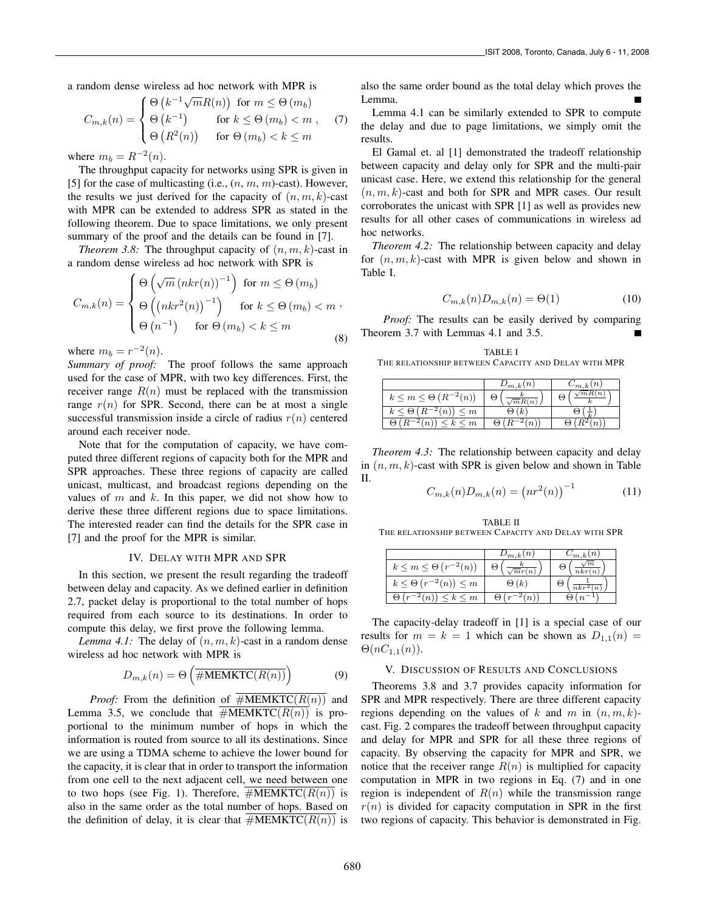a random dense wireless ad hoc network with MPR is

$$C_{m,k}(n) = \begin{cases} \Theta\left(k^{-1}\sqrt{m}R(n)\right) & \text{for } m \leq \Theta\left(m_b\right) \\ \Theta\left(k^{-1}\right) & \text{for } k \leq \Theta\left(m_b\right) < m \\ \Theta\left(R^2(n)\right) & \text{for } \Theta\left(m_b\right) < k \leq m \end{cases}, \quad (7)$$

where $m_b = R^{-2}(n)$.

The throughput capacity for networks using SPR is given in [5] for the case of multicasting (i.e., $(n, m, m)$-cast). However, the results we just derived for the capacity of $(n, m, k)$-cast with MPR can be extended to address SPR as stated in the following theorem. Due to space limitations, we only present summary of the proof and the details can be found in [7].

*Theorem 3.8:* The throughput capacity of $(n, m, k)$-cast in a random dense wireless ad hoc network with SPR is

$$C_{m,k}(n) = \begin{cases} \Theta\left(\sqrt{m}\left(nkr(n)\right)^{-1}\right) & \text{for } m \leq \Theta\left(m_b\right) \\ \Theta\left(\left(nkr^2(n)\right)^{-1}\right) & \text{for } k \leq \Theta\left(m_b\right) < m \\ \Theta\left(n^{-1}\right) & \text{for } \Theta\left(m_b\right) < k \leq m \end{cases}, \quad (8)$$

where $m_b = r^{-2}(n)$.

*Summary of proof:* The proof follows the same approach used for the case of MPR, with two key differences. First, the receiver range $R(n)$ must be replaced with the transmission range $r(n)$ for SPR. Second, there can be at most a single successful transmission inside a circle of radius $r(n)$ centered around each receiver node.

Note that for the computation of capacity, we have computed three different regions of capacity both for the MPR and SPR approaches. These three regions of capacity are called unicast, multicast, and broadcast regions depending on the values of $m$ and $k$. In this paper, we did not show how to derive these three different regions due to space limitations. The interested reader can find the details for the SPR case in [7] and the proof for the MPR is similar.

## IV. Delay with MPR and SPR

In this section, we present the result regarding the tradeoff between delay and capacity. As we defined earlier in definition 2.7, packet delay is proportional to the total number of hops required from each source to its destinations. In order to compute this delay, we first prove the following lemma.

*Lemma 4.1:* The delay of $(n, m, k)$-cast in a random dense wireless ad hoc network with MPR is

$$D_{m,k}(n) = \Theta\left(\overline{\#\text{MEMKTC}(R(n))}\right) \quad (9)$$

*Proof:* From the definition of $\overline{\#\text{MEMKTC}(R(n))}$ and Lemma 3.5, we conclude that $\overline{\#\text{MEMKTC}(R(n))}$ is proportional to the minimum number of hops in which the information is routed from source to all its destinations. Since we are using a TDMA scheme to achieve the lower bound for the capacity, it is clear that in order to transport the information from one cell to the next adjacent cell, we need between one to two hops (see Fig. 1). Therefore, $\overline{\#\text{MEMKTC}(R(n))}$ is also in the same order as the total number of hops. Based on the definition of delay, it is clear that $\overline{\#\text{MEMKTC}(R(n))}$ is also the same order bound as the total delay which proves the Lemma. ∎

Lemma 4.1 can be similarly extended to SPR to compute the delay and due to page limitations, we simply omit the results.

El Gamal et. al [1] demonstrated the tradeoff relationship between capacity and delay only for SPR and the multi-pair unicast case. Here, we extend this relationship for the general $(n, m, k)$-cast and both for SPR and MPR cases. Our result corroborates the unicast with SPR [1] as well as provides new results for all other cases of communications in wireless ad hoc networks.

*Theorem 4.2:* The relationship between capacity and delay for $(n, m, k)$-cast with MPR is given below and shown in Table I.

$$C_{m,k}(n)D_{m,k}(n) = \Theta(1) \quad (10)$$

*Proof:* The results can be easily derived by comparing Theorem 3.7 with Lemmas 4.1 and 3.5. ∎

TABLE I
THE RELATIONSHIP BETWEEN CAPACITY AND DELAY WITH MPR

| | $D_{m,k}(n)$ | $C_{m,k}(n)$ |
|---|---|---|
| $k \leq m \leq \Theta\left(R^{-2}(n)\right)$ | $\Theta\left(\frac{k}{\sqrt{m}R(n)}\right)$ | $\Theta\left(\frac{\sqrt{m}R(n)}{k}\right)$ |
| $k \leq \Theta\left(R^{-2}(n)\right) \leq m$ | $\Theta(k)$ | $\Theta\left(\frac{1}{k}\right)$ |
| $\Theta\left(R^{-2}(n)\right) \leq k \leq m$ | $\Theta\left(R^{-2}(n)\right)$ | $\Theta\left(R^2(n)\right)$ |

*Theorem 4.3:* The relationship between capacity and delay in $(n, m, k)$-cast with SPR is given below and shown in Table II.

$$C_{m,k}(n)D_{m,k}(n) = \left(nr^2(n)\right)^{-1} \quad (11)$$

TABLE II
THE RELATIONSHIP BETWEEN CAPACITY AND DELAY WITH SPR

| | $D_{m,k}(n)$ | $C_{m,k}(n)$ |
|---|---|---|
| $k \leq m \leq \Theta\left(r^{-2}(n)\right)$ | $\Theta\left(\frac{k}{\sqrt{m}r(n)}\right)$ | $\Theta\left(\frac{\sqrt{m}}{nkr(n)}\right)$ |
| $k \leq \Theta\left(r^{-2}(n)\right) \leq m$ | $\Theta(k)$ | $\Theta\left(\frac{1}{nkr^2(n)}\right)$ |
| $\Theta\left(r^{-2}(n)\right) \leq k \leq m$ | $\Theta\left(r^{-2}(n)\right)$ | $\Theta\left(n^{-1}\right)$ |

The capacity-delay tradeoff in [1] is a special case of our results for $m = k = 1$ which can be shown as $D_{1,1}(n) = \Theta(nC_{1,1}(n))$.

## V. Discussion of Results and Conclusions

Theorems 3.8 and 3.7 provides capacity information for SPR and MPR respectively. There are three different capacity regions depending on the values of $k$ and $m$ in $(n, m, k)$-cast. Fig. 2 compares the tradeoff between throughput capacity and delay for MPR and SPR for all these three regions of capacity. By observing the capacity for MPR and SPR, we notice that the receiver range $R(n)$ is multiplied for capacity computation in MPR in two regions in Eq. (7) and in one region is independent of $R(n)$ while the transmission range $r(n)$ is divided for capacity computation in SPR in the first two regions of capacity. This behavior is demonstrated in Fig.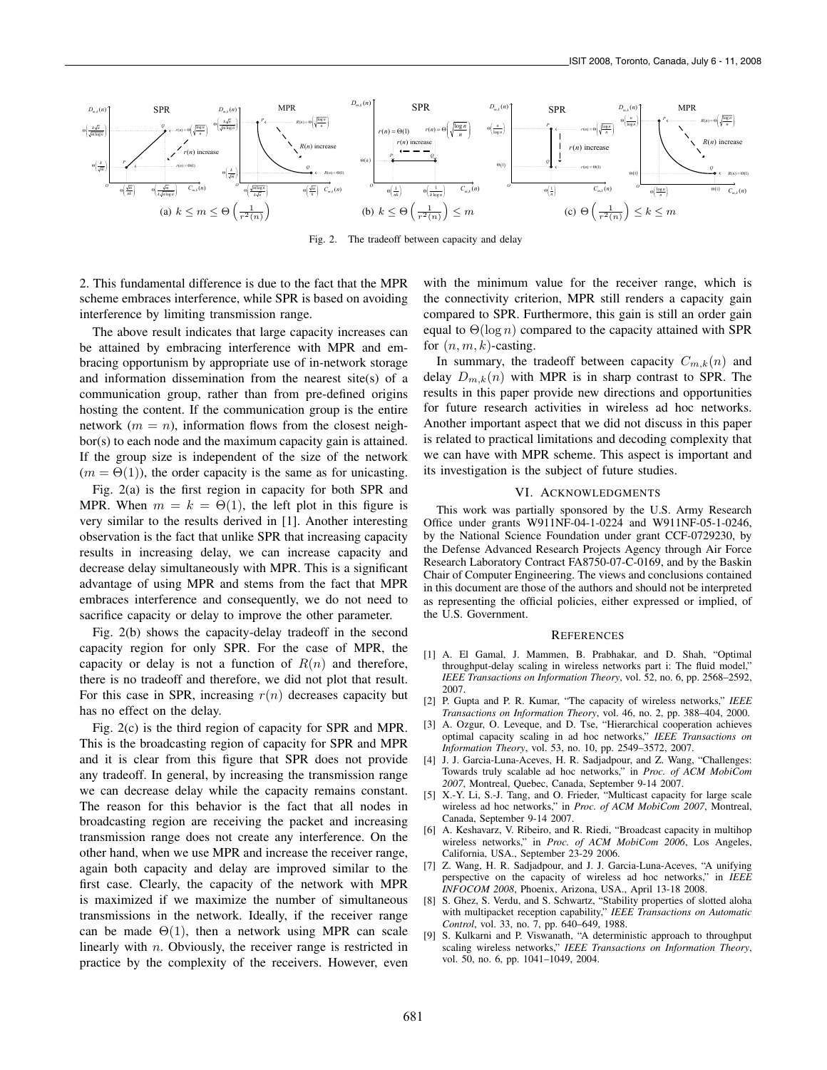(a) $k \leq m \leq \Theta\left(\frac{1}{r^2(n)}\right)$

(b) $k \leq \Theta\left(\frac{1}{r^2(n)}\right) \leq m$

(c) $\Theta\left(\frac{1}{r^2(n)}\right) \leq k \leq m$

Fig. 2. The tradeoff between capacity and delay

2. This fundamental difference is due to the fact that the MPR scheme embraces interference, while SPR is based on avoiding interference by limiting transmission range.

The above result indicates that large capacity increases can be attained by embracing interference with MPR and embracing opportunism by appropriate use of in-network storage and information dissemination from the nearest site(s) of a communication group, rather than from pre-defined origins hosting the content. If the communication group is the entire network ($m = n$), information flows from the closest neighbor(s) to each node and the maximum capacity gain is attained. If the group size is independent of the size of the network ($m = \Theta(1)$), the order capacity is the same as for unicasting.

Fig. 2(a) is the first region in capacity for both SPR and MPR. When $m = k = \Theta(1)$, the left plot in this figure is very similar to the results derived in [1]. Another interesting observation is the fact that unlike SPR that increasing capacity results in increasing delay, we can increase capacity and decrease delay simultaneously with MPR. This is a significant advantage of using MPR and stems from the fact that MPR embraces interference and consequently, we do not need to sacrifice capacity or delay to improve the other parameter.

Fig. 2(b) shows the capacity-delay tradeoff in the second capacity region for only SPR. For the case of MPR, the capacity or delay is not a function of $R(n)$ and therefore, there is no tradeoff and therefore, we did not plot that result. For this case in SPR, increasing $r(n)$ decreases capacity but has no effect on the delay.

Fig. 2(c) is the third region of capacity for SPR and MPR. This is the broadcasting region of capacity for SPR and MPR and it is clear from this figure that SPR does not provide any tradeoff. In general, by increasing the transmission range we can decrease delay while the capacity remains constant. The reason for this behavior is the fact that all nodes in broadcasting region are receiving the packet and increasing transmission range does not create any interference. On the other hand, when we use MPR and increase the receiver range, again both capacity and delay are improved similar to the first case. Clearly, the capacity of the network with MPR is maximized if we maximize the number of simultaneous transmissions in the network. Ideally, if the receiver range can be made $\Theta(1)$, then a network using MPR can scale linearly with $n$. Obviously, the receiver range is restricted in practice by the complexity of the receivers. However, even with the minimum value for the receiver range, which is the connectivity criterion, MPR still renders a capacity gain compared to SPR. Furthermore, this gain is still an order gain equal to $\Theta(\log n)$ compared to the capacity attained with SPR for $(n, m, k)$-casting.

In summary, the tradeoff between capacity $C_{m,k}(n)$ and delay $D_{m,k}(n)$ with MPR is in sharp contrast to SPR. The results in this paper provide new directions and opportunities for future research activities in wireless ad hoc networks. Another important aspect that we did not discuss in this paper is related to practical limitations and decoding complexity that we can have with MPR scheme. This aspect is important and its investigation is the subject of future studies.

## VI. Acknowledgments

This work was partially sponsored by the U.S. Army Research Office under grants W911NF-04-1-0224 and W911NF-05-1-0246, by the National Science Foundation under grant CCF-0729230, by the Defense Advanced Research Projects Agency through Air Force Research Laboratory Contract FA8750-07-C-0169, and by the Baskin Chair of Computer Engineering. The views and conclusions contained in this document are those of the authors and should not be interpreted as representing the official policies, either expressed or implied, of the U.S. Government.

## References

[1] A. El Gamal, J. Mammen, B. Prabhakar, and D. Shah, "Optimal throughput-delay scaling in wireless networks part i: The fluid model," *IEEE Transactions on Information Theory*, vol. 52, no. 6, pp. 2568–2592, 2007.

[2] P. Gupta and P. R. Kumar, "The capacity of wireless networks," *IEEE Transactions on Information Theory*, vol. 46, no. 2, pp. 388–404, 2000.

[3] A. Ozgur, O. Leveque, and D. Tse, "Hierarchical cooperation achieves optimal capacity scaling in ad hoc networks," *IEEE Transactions on Information Theory*, vol. 53, no. 10, pp. 2549–3572, 2007.

[4] J. J. Garcia-Luna-Aceves, H. R. Sadjadpour, and Z. Wang, "Challenges: Towards truly scalable ad hoc networks," in *Proc. of ACM MobiCom 2007*, Montreal, Quebec, Canada, September 9-14 2007.

[5] X.-Y. Li, S.-J. Tang, and O. Frieder, "Multicast capacity for large scale wireless ad hoc networks," in *Proc. of ACM MobiCom 2007*, Montreal, Canada, September 9-14 2007.

[6] A. Keshavarz, V. Ribeiro, and R. Riedi, "Broadcast capacity in multihop wireless networks," in *Proc. of ACM MobiCom 2006*, Los Angeles, California, USA., September 23-29 2006.

[7] Z. Wang, H. R. Sadjadpour, and J. J. Garcia-Luna-Aceves, "A unifying perspective on the capacity of wireless ad hoc networks," in *IEEE INFOCOM 2008*, Phoenix, Arizona, USA., April 13-18 2008.

[8] S. Ghez, S. Verdu, and S. Schwartz, "Stability properties of slotted aloha with multipacket reception capability," *IEEE Transactions on Automatic Control*, vol. 33, no. 7, pp. 640–649, 1988.

[9] S. Kulkarni and P. Viswanath, "A deterministic approach to throughput scaling wireless networks," *IEEE Transactions on Information Theory*, vol. 50, no. 6, pp. 1041–1049, 2004.